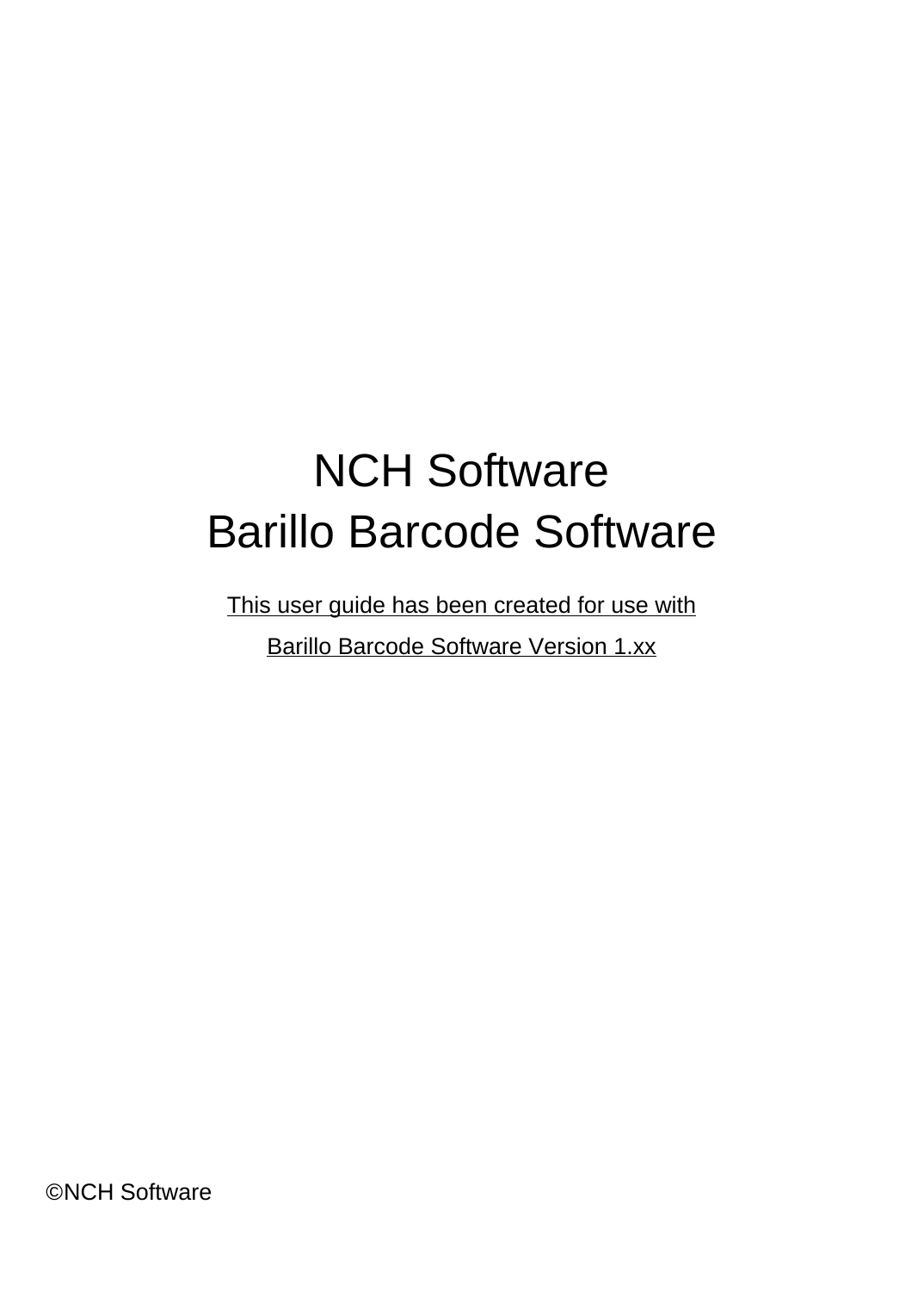# NCH Software
# Barillo Barcode Software

This user guide has been created for use with

Barillo Barcode Software Version 1.xx

©NCH Software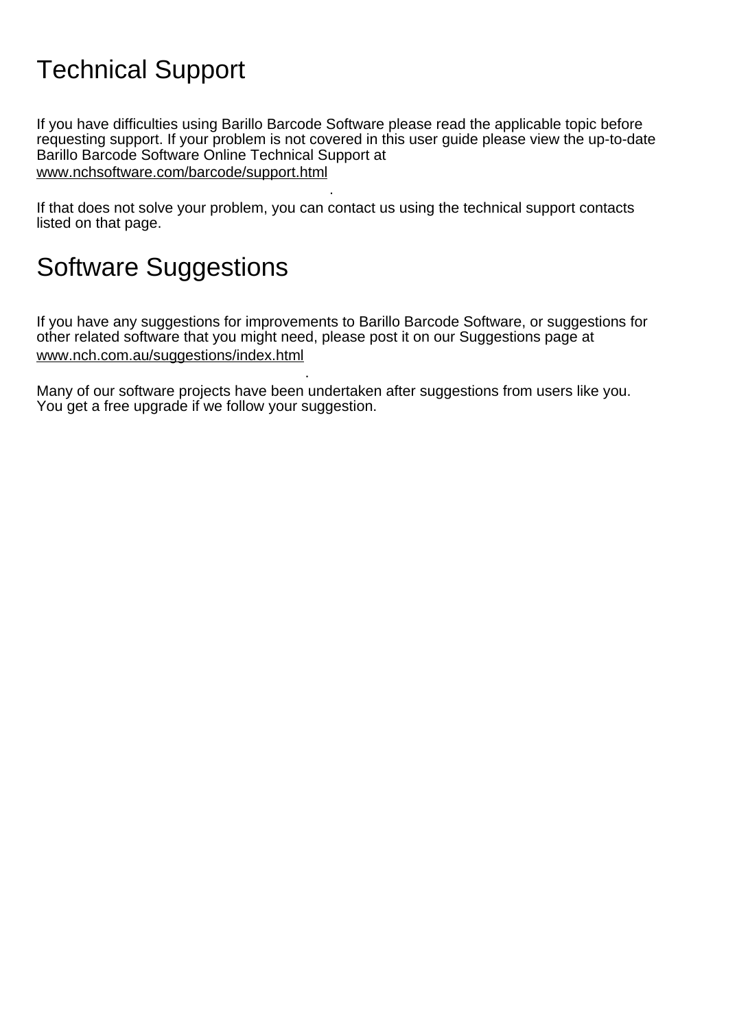# Technical Support

If you have difficulties using Barillo Barcode Software please read the applicable topic before requesting support. If your problem is not covered in this user guide please view the up-to-date Barillo Barcode Software Online Technical Support at
www.nchsoftware.com/barcode/support.html
.
If that does not solve your problem, you can contact us using the technical support contacts listed on that page.

# Software Suggestions

If you have any suggestions for improvements to Barillo Barcode Software, or suggestions for other related software that you might need, please post it on our Suggestions page at
www.nch.com.au/suggestions/index.html
.
Many of our software projects have been undertaken after suggestions from users like you. You get a free upgrade if we follow your suggestion.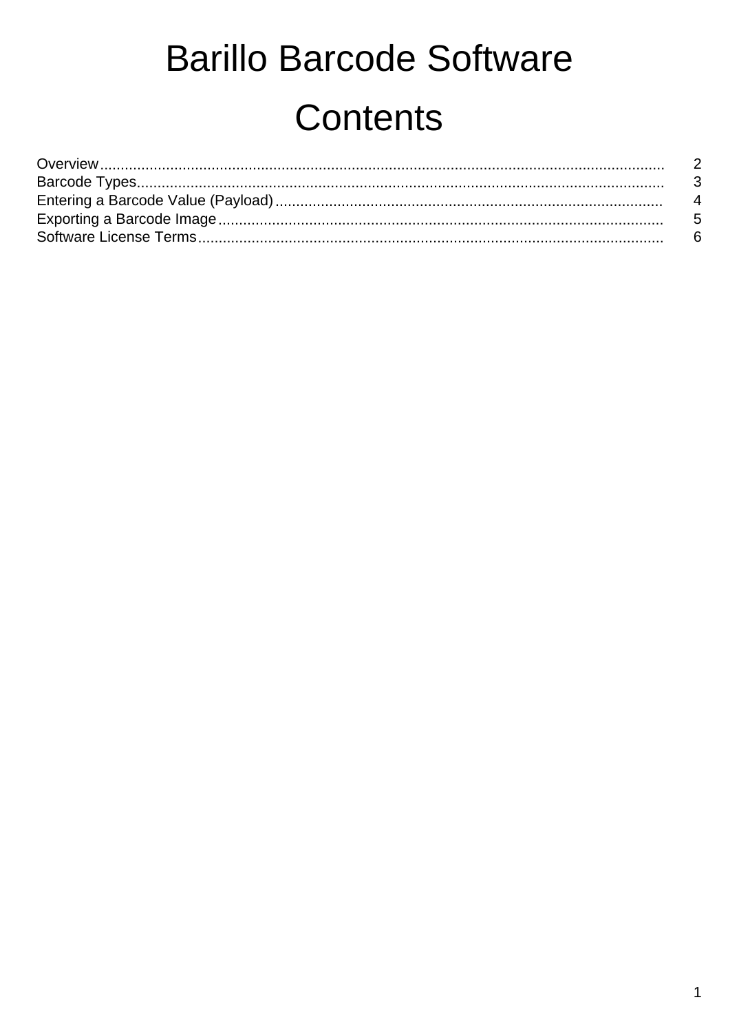# Barillo Barcode Software

## Contents

| Section | Page |
| --- | --- |
| Overview | 2 |
| Barcode Types | 3 |
| Entering a Barcode Value (Payload) | 4 |
| Exporting a Barcode Image | 5 |
| Software License Terms | 6 |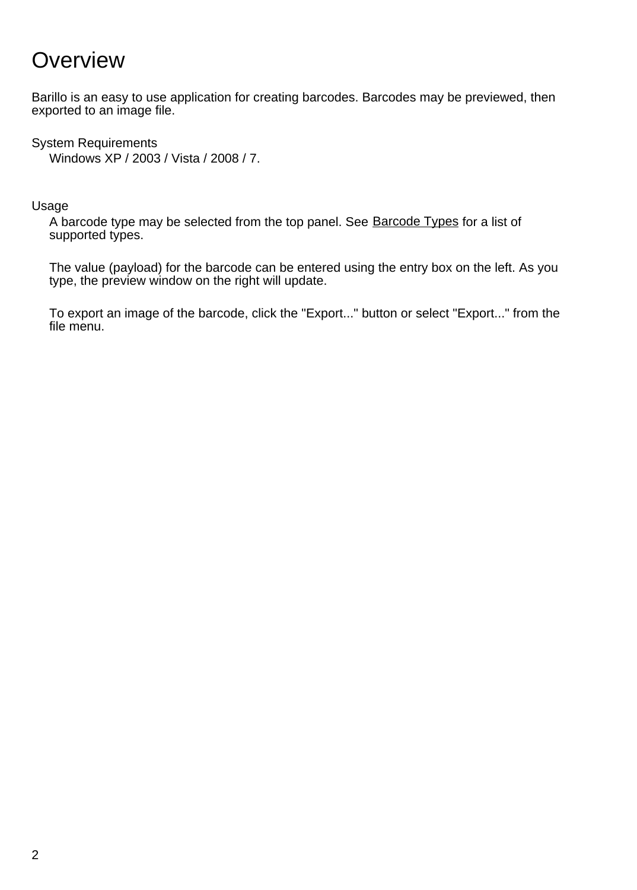# Overview

Barillo is an easy to use application for creating barcodes. Barcodes may be previewed, then exported to an image file.

System Requirements

Windows XP / 2003 / Vista / 2008 / 7.

Usage

A barcode type may be selected from the top panel. See Barcode Types for a list of supported types.

The value (payload) for the barcode can be entered using the entry box on the left. As you type, the preview window on the right will update.

To export an image of the barcode, click the "Export..." button or select "Export..." from the file menu.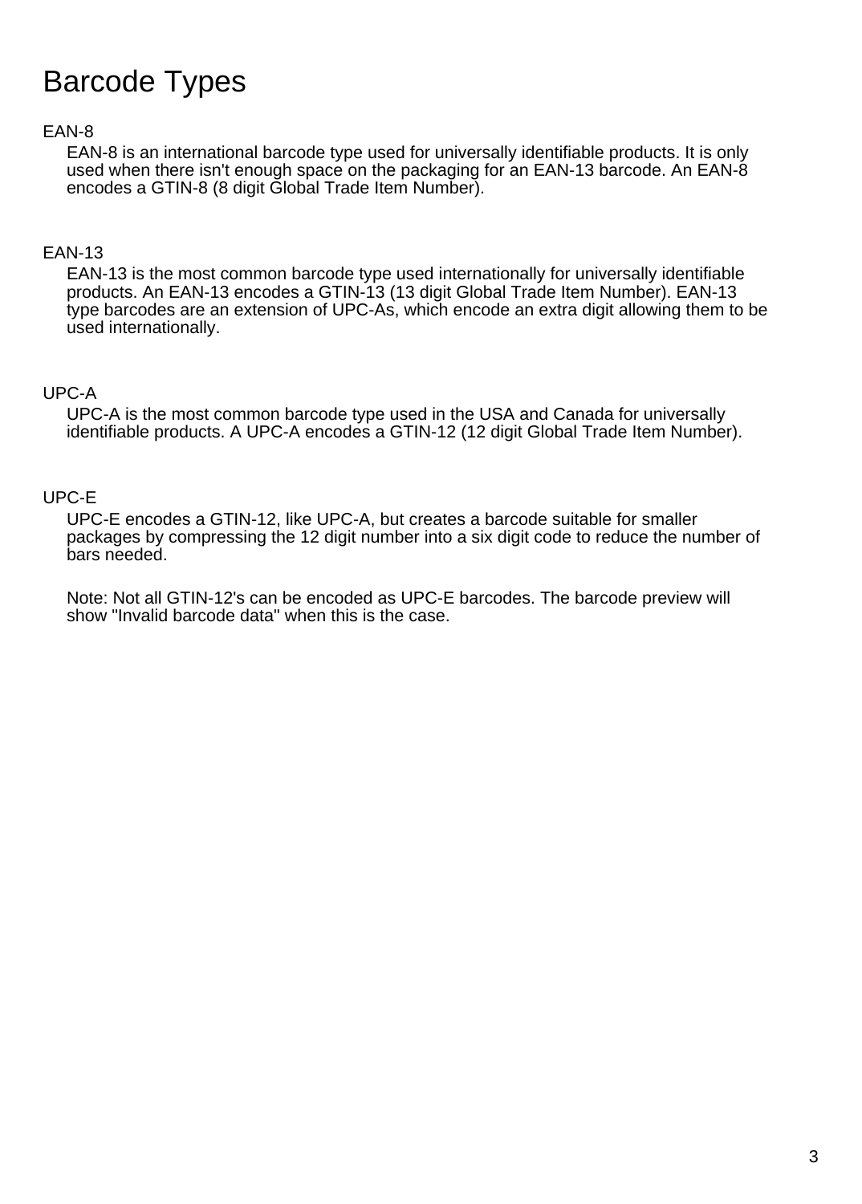# Barcode Types

## EAN-8

EAN-8 is an international barcode type used for universally identifiable products. It is only used when there isn't enough space on the packaging for an EAN-13 barcode. An EAN-8 encodes a GTIN-8 (8 digit Global Trade Item Number).

## EAN-13

EAN-13 is the most common barcode type used internationally for universally identifiable products. An EAN-13 encodes a GTIN-13 (13 digit Global Trade Item Number). EAN-13 type barcodes are an extension of UPC-As, which encode an extra digit allowing them to be used internationally.

## UPC-A

UPC-A is the most common barcode type used in the USA and Canada for universally identifiable products. A UPC-A encodes a GTIN-12 (12 digit Global Trade Item Number).

## UPC-E

UPC-E encodes a GTIN-12, like UPC-A, but creates a barcode suitable for smaller packages by compressing the 12 digit number into a six digit code to reduce the number of bars needed.

Note: Not all GTIN-12's can be encoded as UPC-E barcodes. The barcode preview will show "Invalid barcode data" when this is the case.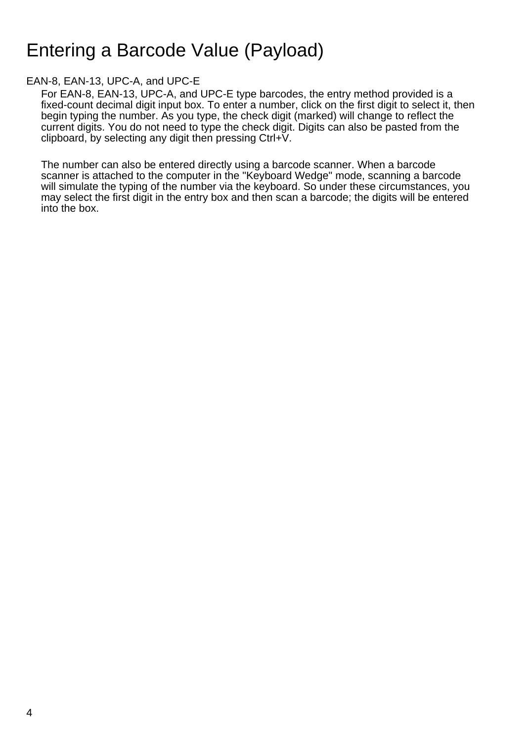# Entering a Barcode Value (Payload)

EAN-8, EAN-13, UPC-A, and UPC-E

For EAN-8, EAN-13, UPC-A, and UPC-E type barcodes, the entry method provided is a fixed-count decimal digit input box. To enter a number, click on the first digit to select it, then begin typing the number. As you type, the check digit (marked) will change to reflect the current digits. You do not need to type the check digit. Digits can also be pasted from the clipboard, by selecting any digit then pressing Ctrl+V.

The number can also be entered directly using a barcode scanner. When a barcode scanner is attached to the computer in the "Keyboard Wedge" mode, scanning a barcode will simulate the typing of the number via the keyboard. So under these circumstances, you may select the first digit in the entry box and then scan a barcode; the digits will be entered into the box.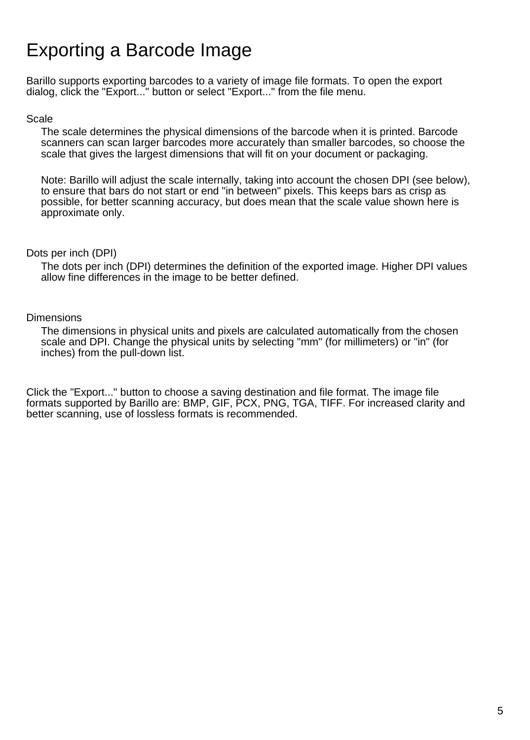# Exporting a Barcode Image

Barillo supports exporting barcodes to a variety of image file formats. To open the export dialog, click the "Export..." button or select "Export..." from the file menu.

Scale

The scale determines the physical dimensions of the barcode when it is printed. Barcode scanners can scan larger barcodes more accurately than smaller barcodes, so choose the scale that gives the largest dimensions that will fit on your document or packaging.

Note: Barillo will adjust the scale internally, taking into account the chosen DPI (see below), to ensure that bars do not start or end "in between" pixels. This keeps bars as crisp as possible, for better scanning accuracy, but does mean that the scale value shown here is approximate only.

Dots per inch (DPI)

The dots per inch (DPI) determines the definition of the exported image. Higher DPI values allow fine differences in the image to be better defined.

Dimensions

The dimensions in physical units and pixels are calculated automatically from the chosen scale and DPI. Change the physical units by selecting "mm" (for millimeters) or "in" (for inches) from the pull-down list.

Click the "Export..." button to choose a saving destination and file format. The image file formats supported by Barillo are: BMP, GIF, PCX, PNG, TGA, TIFF. For increased clarity and better scanning, use of lossless formats is recommended.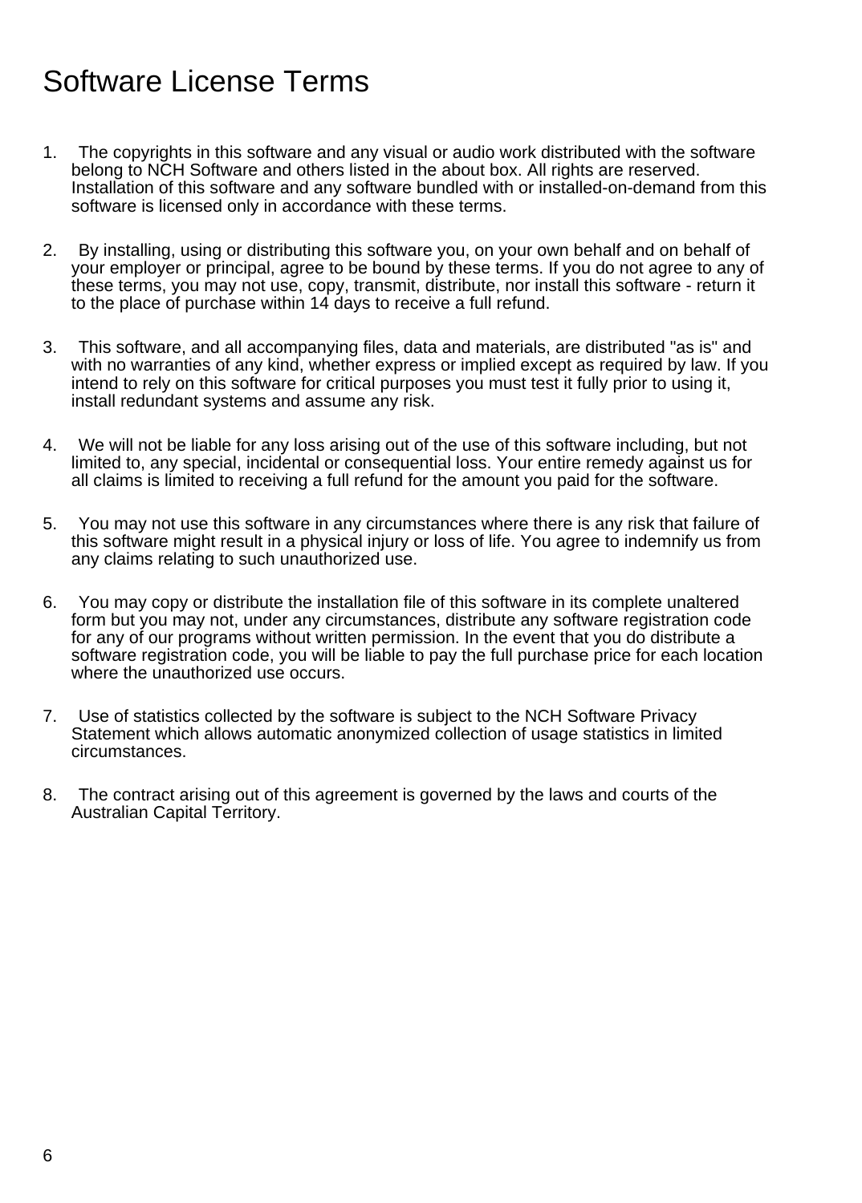# Software License Terms

1. The copyrights in this software and any visual or audio work distributed with the software belong to NCH Software and others listed in the about box. All rights are reserved. Installation of this software and any software bundled with or installed-on-demand from this software is licensed only in accordance with these terms.

2. By installing, using or distributing this software you, on your own behalf and on behalf of your employer or principal, agree to be bound by these terms. If you do not agree to any of these terms, you may not use, copy, transmit, distribute, nor install this software - return it to the place of purchase within 14 days to receive a full refund.

3. This software, and all accompanying files, data and materials, are distributed "as is" and with no warranties of any kind, whether express or implied except as required by law. If you intend to rely on this software for critical purposes you must test it fully prior to using it, install redundant systems and assume any risk.

4. We will not be liable for any loss arising out of the use of this software including, but not limited to, any special, incidental or consequential loss. Your entire remedy against us for all claims is limited to receiving a full refund for the amount you paid for the software.

5. You may not use this software in any circumstances where there is any risk that failure of this software might result in a physical injury or loss of life. You agree to indemnify us from any claims relating to such unauthorized use.

6. You may copy or distribute the installation file of this software in its complete unaltered form but you may not, under any circumstances, distribute any software registration code for any of our programs without written permission. In the event that you do distribute a software registration code, you will be liable to pay the full purchase price for each location where the unauthorized use occurs.

7. Use of statistics collected by the software is subject to the NCH Software Privacy Statement which allows automatic anonymized collection of usage statistics in limited circumstances.

8. The contract arising out of this agreement is governed by the laws and courts of the Australian Capital Territory.